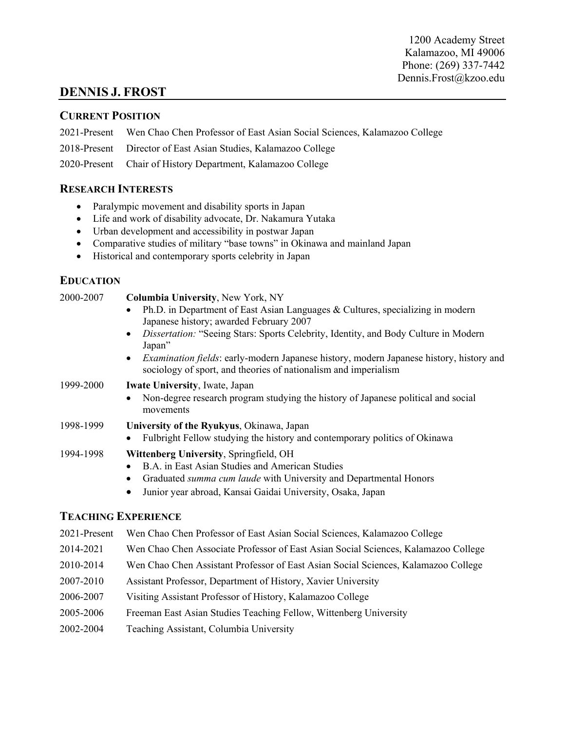1200 Academy Street
Kalamazoo, MI 49006
Phone: (269) 337-7442
Dennis.Frost@kzoo.edu

# DENNIS J. FROST

## CURRENT POSITION

2021-Present Wen Chao Chen Professor of East Asian Social Sciences, Kalamazoo College

2018-Present Director of East Asian Studies, Kalamazoo College

2020-Present Chair of History Department, Kalamazoo College

## RESEARCH INTERESTS

- Paralympic movement and disability sports in Japan
- Life and work of disability advocate, Dr. Nakamura Yutaka
- Urban development and accessibility in postwar Japan
- Comparative studies of military "base towns" in Okinawa and mainland Japan
- Historical and contemporary sports celebrity in Japan

## EDUCATION

2000-2007 **Columbia University**, New York, NY

- Ph.D. in Department of East Asian Languages & Cultures, specializing in modern Japanese history; awarded February 2007
- *Dissertation:* "Seeing Stars: Sports Celebrity, Identity, and Body Culture in Modern Japan"
- *Examination fields*: early-modern Japanese history, modern Japanese history, history and sociology of sport, and theories of nationalism and imperialism

1999-2000 **Iwate University**, Iwate, Japan

- Non-degree research program studying the history of Japanese political and social movements

1998-1999 **University of the Ryukyus**, Okinawa, Japan

- Fulbright Fellow studying the history and contemporary politics of Okinawa

1994-1998 **Wittenberg University**, Springfield, OH

- B.A. in East Asian Studies and American Studies
- Graduated *summa cum laude* with University and Departmental Honors
- Junior year abroad, Kansai Gaidai University, Osaka, Japan

## TEACHING EXPERIENCE

2021-Present Wen Chao Chen Professor of East Asian Social Sciences, Kalamazoo College

2014-2021 Wen Chao Chen Associate Professor of East Asian Social Sciences, Kalamazoo College

2010-2014 Wen Chao Chen Assistant Professor of East Asian Social Sciences, Kalamazoo College

2007-2010 Assistant Professor, Department of History, Xavier University

2006-2007 Visiting Assistant Professor of History, Kalamazoo College

2005-2006 Freeman East Asian Studies Teaching Fellow, Wittenberg University

2002-2004 Teaching Assistant, Columbia University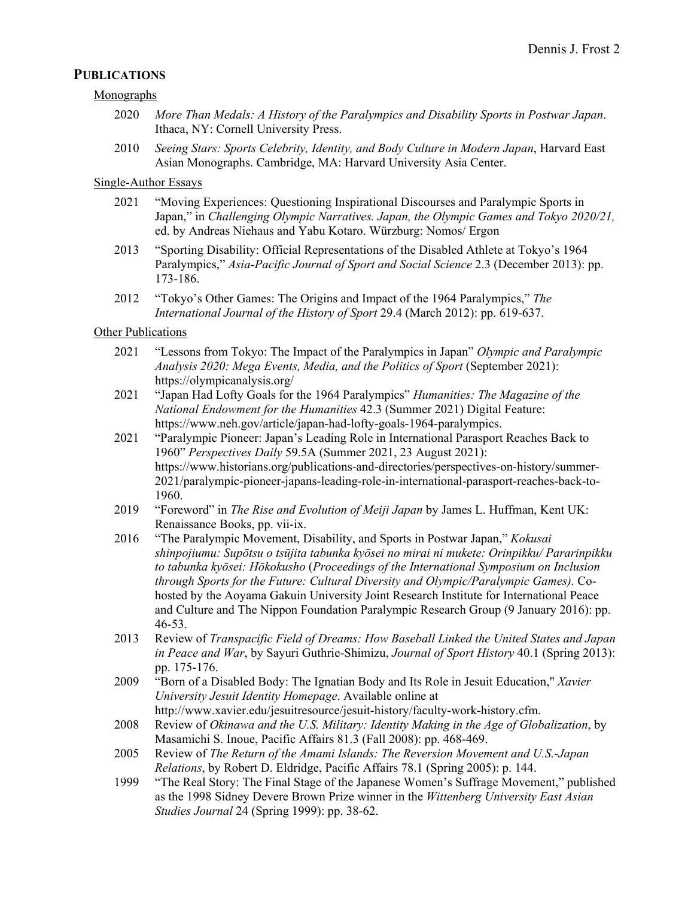## PUBLICATIONS

Monographs

2020 *More Than Medals: A History of the Paralympics and Disability Sports in Postwar Japan*. Ithaca, NY: Cornell University Press.

2010 *Seeing Stars: Sports Celebrity, Identity, and Body Culture in Modern Japan*, Harvard East Asian Monographs. Cambridge, MA: Harvard University Asia Center.

Single-Author Essays

2021 "Moving Experiences: Questioning Inspirational Discourses and Paralympic Sports in Japan," in *Challenging Olympic Narratives. Japan, the Olympic Games and Tokyo 2020/21,* ed. by Andreas Niehaus and Yabu Kotaro. Würzburg: Nomos/ Ergon

2013 "Sporting Disability: Official Representations of the Disabled Athlete at Tokyo's 1964 Paralympics," *Asia-Pacific Journal of Sport and Social Science* 2.3 (December 2013): pp. 173-186.

2012 "Tokyo's Other Games: The Origins and Impact of the 1964 Paralympics," *The International Journal of the History of Sport* 29.4 (March 2012): pp. 619-637.

Other Publications

2021 "Lessons from Tokyo: The Impact of the Paralympics in Japan" *Olympic and Paralympic Analysis 2020: Mega Events, Media, and the Politics of Sport* (September 2021): https://olympicanalysis.org/

2021 "Japan Had Lofty Goals for the 1964 Paralympics" *Humanities: The Magazine of the National Endowment for the Humanities* 42.3 (Summer 2021) Digital Feature: https://www.neh.gov/article/japan-had-lofty-goals-1964-paralympics.

2021 "Paralympic Pioneer: Japan's Leading Role in International Parasport Reaches Back to 1960" *Perspectives Daily* 59.5A (Summer 2021, 23 August 2021): https://www.historians.org/publications-and-directories/perspectives-on-history/summer-2021/paralympic-pioneer-japans-leading-role-in-international-parasport-reaches-back-to-1960.

2019 "Foreword" in *The Rise and Evolution of Meiji Japan* by James L. Huffman, Kent UK: Renaissance Books, pp. vii-ix.

2016 "The Paralympic Movement, Disability, and Sports in Postwar Japan," *Kokusai shinpojiumu: Supōtsu o tsūjita tabunka kyōsei no mirai ni mukete: Orinpikku/ Pararinpikku to tabunka kyōsei: Hōkokusho* (*Proceedings of the International Symposium on Inclusion through Sports for the Future: Cultural Diversity and Olympic/Paralympic Games).* Co-hosted by the Aoyama Gakuin University Joint Research Institute for International Peace and Culture and The Nippon Foundation Paralympic Research Group (9 January 2016): pp. 46-53.

2013 Review of *Transpacific Field of Dreams: How Baseball Linked the United States and Japan in Peace and War*, by Sayuri Guthrie-Shimizu, *Journal of Sport History* 40.1 (Spring 2013): pp. 175-176.

2009 "Born of a Disabled Body: The Ignatian Body and Its Role in Jesuit Education," *Xavier University Jesuit Identity Homepage*. Available online at http://www.xavier.edu/jesuitresource/jesuit-history/faculty-work-history.cfm.

2008 Review of *Okinawa and the U.S. Military: Identity Making in the Age of Globalization*, by Masamichi S. Inoue, Pacific Affairs 81.3 (Fall 2008): pp. 468-469.

2005 Review of *The Return of the Amami Islands: The Reversion Movement and U.S.-Japan Relations*, by Robert D. Eldridge, Pacific Affairs 78.1 (Spring 2005): p. 144.

1999 "The Real Story: The Final Stage of the Japanese Women's Suffrage Movement," published as the 1998 Sidney Devere Brown Prize winner in the *Wittenberg University East Asian Studies Journal* 24 (Spring 1999): pp. 38-62.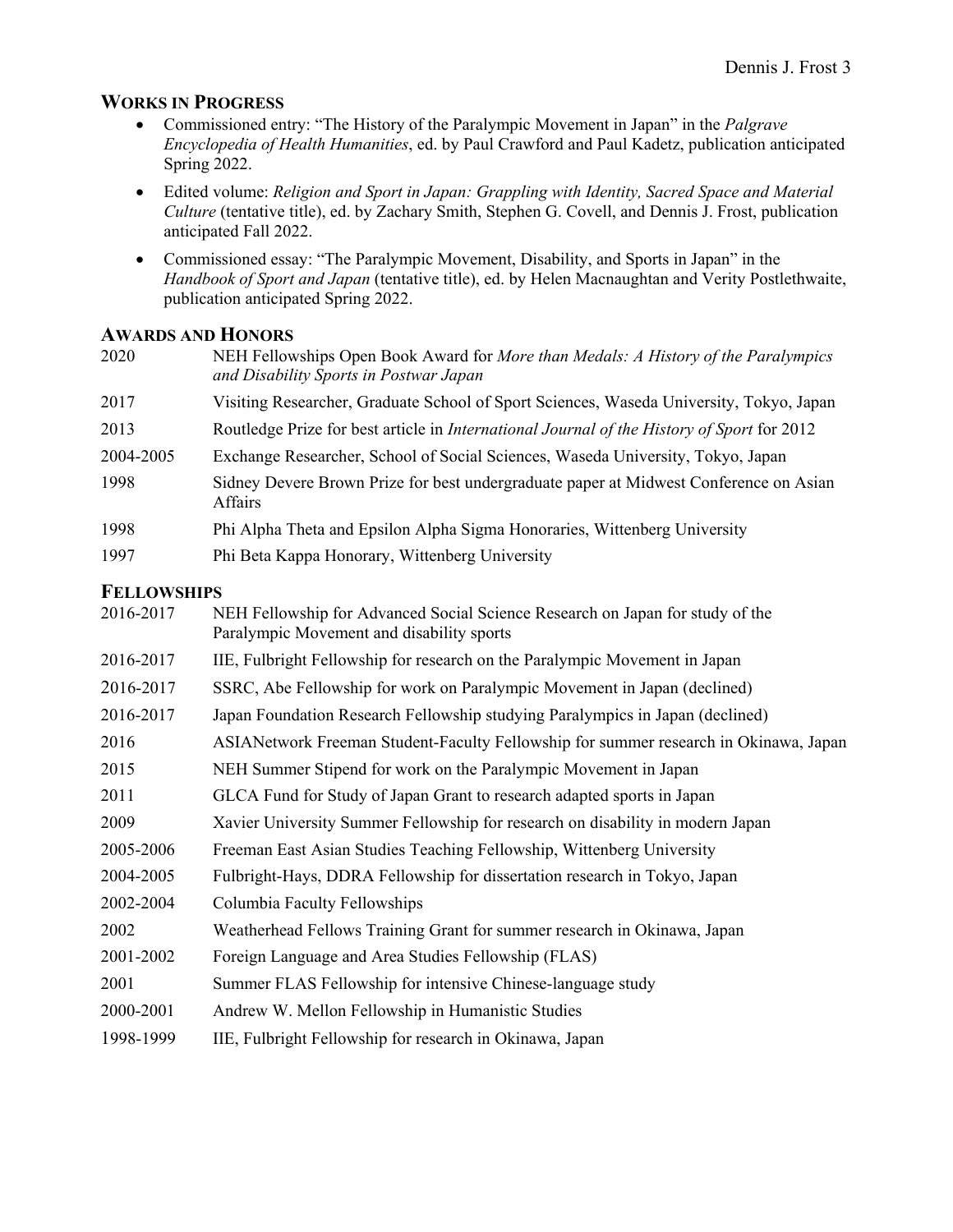## WORKS IN PROGRESS

- Commissioned entry: "The History of the Paralympic Movement in Japan" in the *Palgrave Encyclopedia of Health Humanities*, ed. by Paul Crawford and Paul Kadetz, publication anticipated Spring 2022.
- Edited volume: *Religion and Sport in Japan: Grappling with Identity, Sacred Space and Material Culture* (tentative title), ed. by Zachary Smith, Stephen G. Covell, and Dennis J. Frost, publication anticipated Fall 2022.
- Commissioned essay: "The Paralympic Movement, Disability, and Sports in Japan" in the *Handbook of Sport and Japan* (tentative title), ed. by Helen Macnaughtan and Verity Postlethwaite, publication anticipated Spring 2022.

## AWARDS AND HONORS

| | |
|---|---|
| 2020 | NEH Fellowships Open Book Award for *More than Medals: A History of the Paralympics and Disability Sports in Postwar Japan* |
| 2017 | Visiting Researcher, Graduate School of Sport Sciences, Waseda University, Tokyo, Japan |
| 2013 | Routledge Prize for best article in *International Journal of the History of Sport* for 2012 |
| 2004-2005 | Exchange Researcher, School of Social Sciences, Waseda University, Tokyo, Japan |
| 1998 | Sidney Devere Brown Prize for best undergraduate paper at Midwest Conference on Asian Affairs |
| 1998 | Phi Alpha Theta and Epsilon Alpha Sigma Honoraries, Wittenberg University |
| 1997 | Phi Beta Kappa Honorary, Wittenberg University |

## FELLOWSHIPS

| | |
|---|---|
| 2016-2017 | NEH Fellowship for Advanced Social Science Research on Japan for study of the Paralympic Movement and disability sports |
| 2016-2017 | IIE, Fulbright Fellowship for research on the Paralympic Movement in Japan |
| 2016-2017 | SSRC, Abe Fellowship for work on Paralympic Movement in Japan (declined) |
| 2016-2017 | Japan Foundation Research Fellowship studying Paralympics in Japan (declined) |
| 2016 | ASIANetwork Freeman Student-Faculty Fellowship for summer research in Okinawa, Japan |
| 2015 | NEH Summer Stipend for work on the Paralympic Movement in Japan |
| 2011 | GLCA Fund for Study of Japan Grant to research adapted sports in Japan |
| 2009 | Xavier University Summer Fellowship for research on disability in modern Japan |
| 2005-2006 | Freeman East Asian Studies Teaching Fellowship, Wittenberg University |
| 2004-2005 | Fulbright-Hays, DDRA Fellowship for dissertation research in Tokyo, Japan |
| 2002-2004 | Columbia Faculty Fellowships |
| 2002 | Weatherhead Fellows Training Grant for summer research in Okinawa, Japan |
| 2001-2002 | Foreign Language and Area Studies Fellowship (FLAS) |
| 2001 | Summer FLAS Fellowship for intensive Chinese-language study |
| 2000-2001 | Andrew W. Mellon Fellowship in Humanistic Studies |
| 1998-1999 | IIE, Fulbright Fellowship for research in Okinawa, Japan |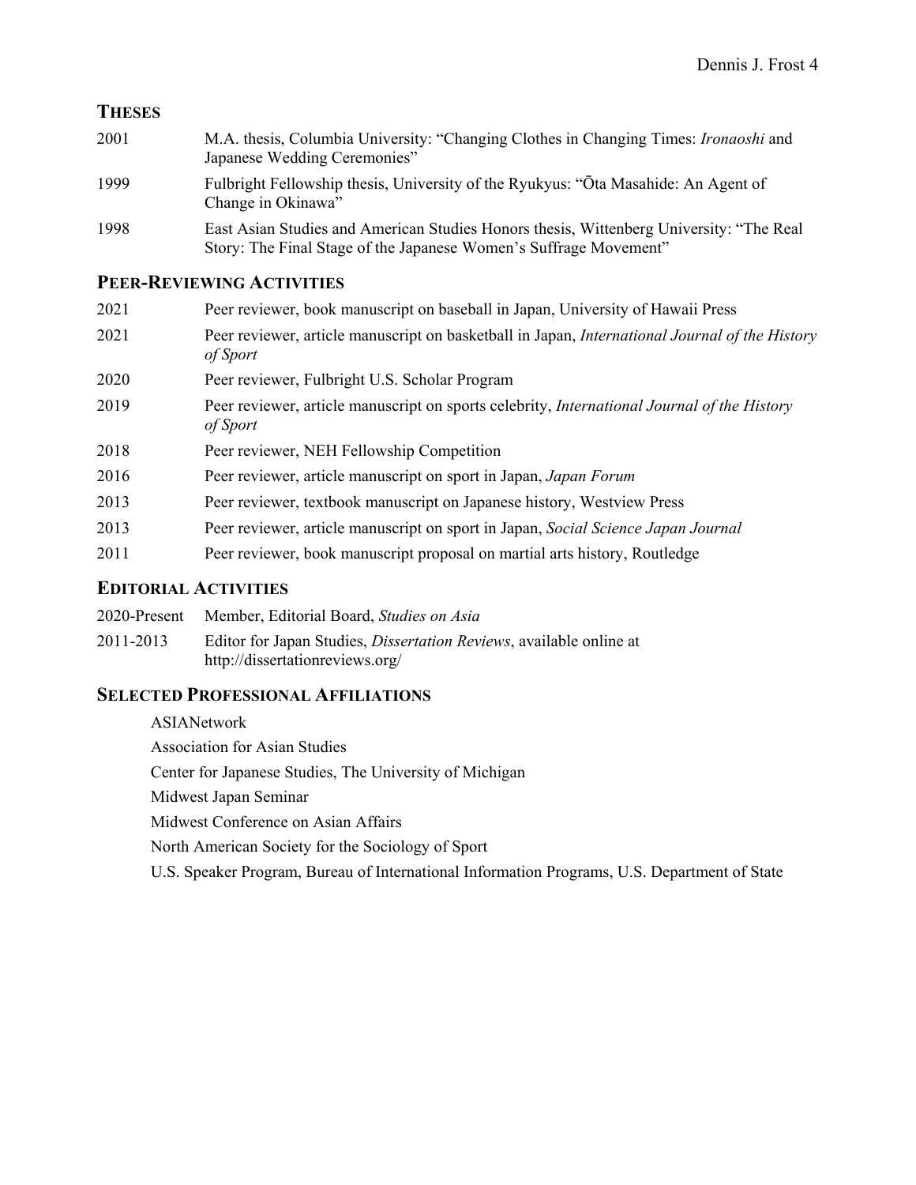## Theses

2001 M.A. thesis, Columbia University: "Changing Clothes in Changing Times: *Ironaoshi* and Japanese Wedding Ceremonies"

1999 Fulbright Fellowship thesis, University of the Ryukyus: "Ōta Masahide: An Agent of Change in Okinawa"

1998 East Asian Studies and American Studies Honors thesis, Wittenberg University: "The Real Story: The Final Stage of the Japanese Women's Suffrage Movement"

## Peer-Reviewing Activities

2021 Peer reviewer, book manuscript on baseball in Japan, University of Hawaii Press

2021 Peer reviewer, article manuscript on basketball in Japan, *International Journal of the History of Sport*

2020 Peer reviewer, Fulbright U.S. Scholar Program

2019 Peer reviewer, article manuscript on sports celebrity, *International Journal of the History of Sport*

2018 Peer reviewer, NEH Fellowship Competition

2016 Peer reviewer, article manuscript on sport in Japan, *Japan Forum*

2013 Peer reviewer, textbook manuscript on Japanese history, Westview Press

2013 Peer reviewer, article manuscript on sport in Japan, *Social Science Japan Journal*

2011 Peer reviewer, book manuscript proposal on martial arts history, Routledge

## Editorial Activities

2020-Present Member, Editorial Board, *Studies on Asia*

2011-2013 Editor for Japan Studies, *Dissertation Reviews*, available online at http://dissertationreviews.org/

## Selected Professional Affiliations

ASIANetwork

Association for Asian Studies

Center for Japanese Studies, The University of Michigan

Midwest Japan Seminar

Midwest Conference on Asian Affairs

North American Society for the Sociology of Sport

U.S. Speaker Program, Bureau of International Information Programs, U.S. Department of State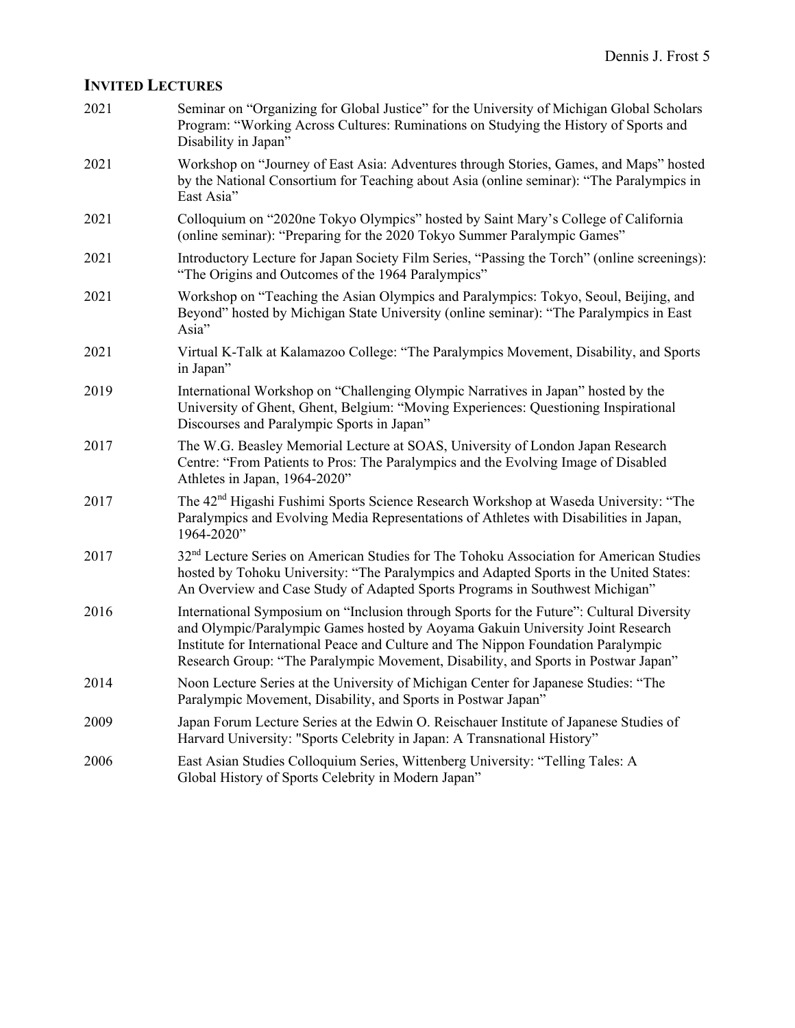## INVITED LECTURES

| | |
|---|---|
| 2021 | Seminar on "Organizing for Global Justice" for the University of Michigan Global Scholars Program: "Working Across Cultures: Ruminations on Studying the History of Sports and Disability in Japan" |
| 2021 | Workshop on "Journey of East Asia: Adventures through Stories, Games, and Maps" hosted by the National Consortium for Teaching about Asia (online seminar): "The Paralympics in East Asia" |
| 2021 | Colloquium on "2020ne Tokyo Olympics" hosted by Saint Mary's College of California (online seminar): "Preparing for the 2020 Tokyo Summer Paralympic Games" |
| 2021 | Introductory Lecture for Japan Society Film Series, "Passing the Torch" (online screenings): "The Origins and Outcomes of the 1964 Paralympics" |
| 2021 | Workshop on "Teaching the Asian Olympics and Paralympics: Tokyo, Seoul, Beijing, and Beyond" hosted by Michigan State University (online seminar): "The Paralympics in East Asia" |
| 2021 | Virtual K-Talk at Kalamazoo College: "The Paralympics Movement, Disability, and Sports in Japan" |
| 2019 | International Workshop on "Challenging Olympic Narratives in Japan" hosted by the University of Ghent, Ghent, Belgium: "Moving Experiences: Questioning Inspirational Discourses and Paralympic Sports in Japan" |
| 2017 | The W.G. Beasley Memorial Lecture at SOAS, University of London Japan Research Centre: "From Patients to Pros: The Paralympics and the Evolving Image of Disabled Athletes in Japan, 1964-2020" |
| 2017 | The 42nd Higashi Fushimi Sports Science Research Workshop at Waseda University: "The Paralympics and Evolving Media Representations of Athletes with Disabilities in Japan, 1964-2020" |
| 2017 | 32nd Lecture Series on American Studies for The Tohoku Association for American Studies hosted by Tohoku University: "The Paralympics and Adapted Sports in the United States: An Overview and Case Study of Adapted Sports Programs in Southwest Michigan" |
| 2016 | International Symposium on "Inclusion through Sports for the Future": Cultural Diversity and Olympic/Paralympic Games hosted by Aoyama Gakuin University Joint Research Institute for International Peace and Culture and The Nippon Foundation Paralympic Research Group: "The Paralympic Movement, Disability, and Sports in Postwar Japan" |
| 2014 | Noon Lecture Series at the University of Michigan Center for Japanese Studies: "The Paralympic Movement, Disability, and Sports in Postwar Japan" |
| 2009 | Japan Forum Lecture Series at the Edwin O. Reischauer Institute of Japanese Studies of Harvard University: "Sports Celebrity in Japan: A Transnational History" |
| 2006 | East Asian Studies Colloquium Series, Wittenberg University: "Telling Tales: A Global History of Sports Celebrity in Modern Japan" |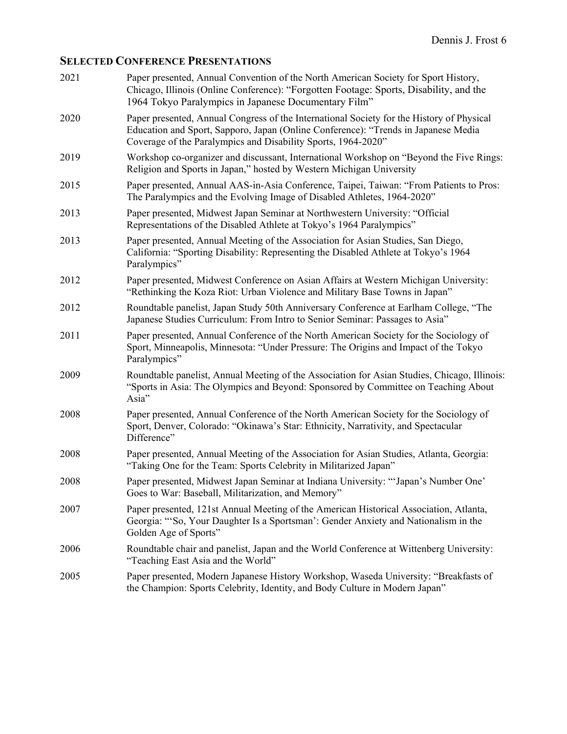## SELECTED CONFERENCE PRESENTATIONS

2021 Paper presented, Annual Convention of the North American Society for Sport History, Chicago, Illinois (Online Conference): "Forgotten Footage: Sports, Disability, and the 1964 Tokyo Paralympics in Japanese Documentary Film"

2020 Paper presented, Annual Congress of the International Society for the History of Physical Education and Sport, Sapporo, Japan (Online Conference): "Trends in Japanese Media Coverage of the Paralympics and Disability Sports, 1964-2020"

2019 Workshop co-organizer and discussant, International Workshop on "Beyond the Five Rings: Religion and Sports in Japan," hosted by Western Michigan University

2015 Paper presented, Annual AAS-in-Asia Conference, Taipei, Taiwan: "From Patients to Pros: The Paralympics and the Evolving Image of Disabled Athletes, 1964-2020"

2013 Paper presented, Midwest Japan Seminar at Northwestern University: "Official Representations of the Disabled Athlete at Tokyo's 1964 Paralympics"

2013 Paper presented, Annual Meeting of the Association for Asian Studies, San Diego, California: "Sporting Disability: Representing the Disabled Athlete at Tokyo's 1964 Paralympics"

2012 Paper presented, Midwest Conference on Asian Affairs at Western Michigan University: "Rethinking the Koza Riot: Urban Violence and Military Base Towns in Japan"

2012 Roundtable panelist, Japan Study 50th Anniversary Conference at Earlham College, "The Japanese Studies Curriculum: From Intro to Senior Seminar: Passages to Asia"

2011 Paper presented, Annual Conference of the North American Society for the Sociology of Sport, Minneapolis, Minnesota: "Under Pressure: The Origins and Impact of the Tokyo Paralympics"

2009 Roundtable panelist, Annual Meeting of the Association for Asian Studies, Chicago, Illinois: "Sports in Asia: The Olympics and Beyond: Sponsored by Committee on Teaching About Asia"

2008 Paper presented, Annual Conference of the North American Society for the Sociology of Sport, Denver, Colorado: "Okinawa's Star: Ethnicity, Narrativity, and Spectacular Difference"

2008 Paper presented, Annual Meeting of the Association for Asian Studies, Atlanta, Georgia: "Taking One for the Team: Sports Celebrity in Militarized Japan"

2008 Paper presented, Midwest Japan Seminar at Indiana University: "'Japan's Number One' Goes to War: Baseball, Militarization, and Memory"

2007 Paper presented, 121st Annual Meeting of the American Historical Association, Atlanta, Georgia: "'So, Your Daughter Is a Sportsman': Gender Anxiety and Nationalism in the Golden Age of Sports"

2006 Roundtable chair and panelist, Japan and the World Conference at Wittenberg University: "Teaching East Asia and the World"

2005 Paper presented, Modern Japanese History Workshop, Waseda University: "Breakfasts of the Champion: Sports Celebrity, Identity, and Body Culture in Modern Japan"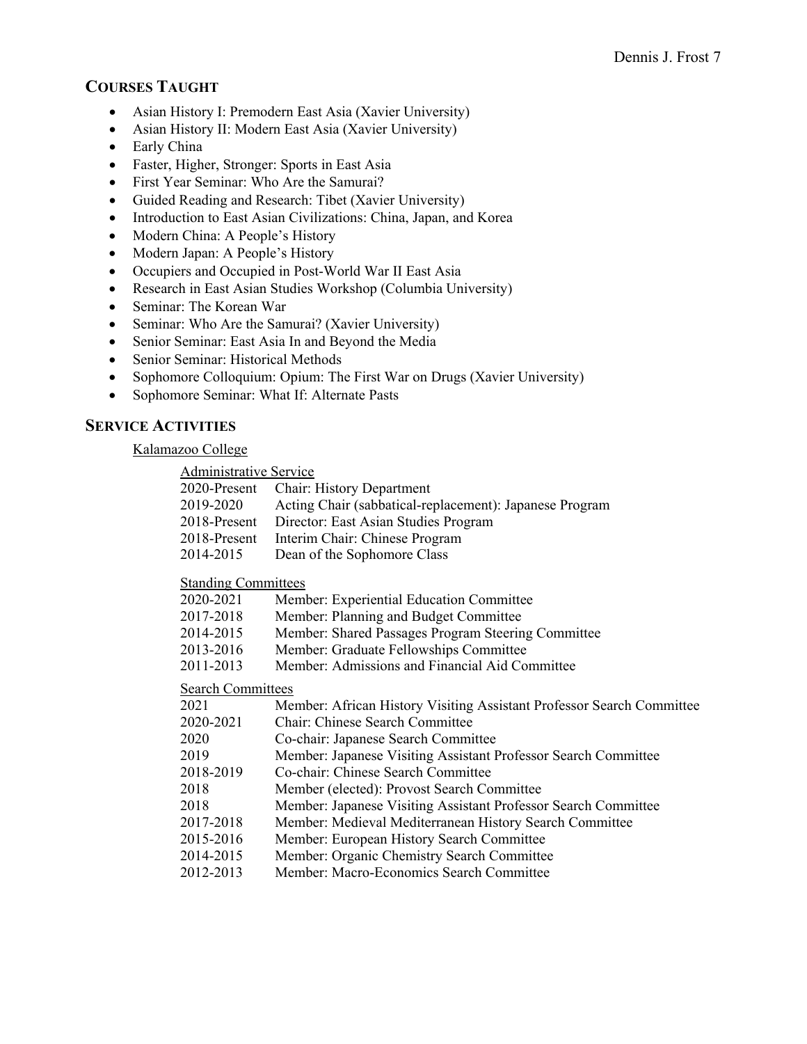## Courses Taught

- Asian History I: Premodern East Asia (Xavier University)
- Asian History II: Modern East Asia (Xavier University)
- Early China
- Faster, Higher, Stronger: Sports in East Asia
- First Year Seminar: Who Are the Samurai?
- Guided Reading and Research: Tibet (Xavier University)
- Introduction to East Asian Civilizations: China, Japan, and Korea
- Modern China: A People's History
- Modern Japan: A People's History
- Occupiers and Occupied in Post-World War II East Asia
- Research in East Asian Studies Workshop (Columbia University)
- Seminar: The Korean War
- Seminar: Who Are the Samurai? (Xavier University)
- Senior Seminar: East Asia In and Beyond the Media
- Senior Seminar: Historical Methods
- Sophomore Colloquium: Opium: The First War on Drugs (Xavier University)
- Sophomore Seminar: What If: Alternate Pasts

## Service Activities

Kalamazoo College

Administrative Service

| | |
|---|---|
| 2020-Present | Chair: History Department |
| 2019-2020 | Acting Chair (sabbatical-replacement): Japanese Program |
| 2018-Present | Director: East Asian Studies Program |
| 2018-Present | Interim Chair: Chinese Program |
| 2014-2015 | Dean of the Sophomore Class |

Standing Committees

| | |
|---|---|
| 2020-2021 | Member: Experiential Education Committee |
| 2017-2018 | Member: Planning and Budget Committee |
| 2014-2015 | Member: Shared Passages Program Steering Committee |
| 2013-2016 | Member: Graduate Fellowships Committee |
| 2011-2013 | Member: Admissions and Financial Aid Committee |

Search Committees

| | |
|---|---|
| 2021 | Member: African History Visiting Assistant Professor Search Committee |
| 2020-2021 | Chair: Chinese Search Committee |
| 2020 | Co-chair: Japanese Search Committee |
| 2019 | Member: Japanese Visiting Assistant Professor Search Committee |
| 2018-2019 | Co-chair: Chinese Search Committee |
| 2018 | Member (elected): Provost Search Committee |
| 2018 | Member: Japanese Visiting Assistant Professor Search Committee |
| 2017-2018 | Member: Medieval Mediterranean History Search Committee |
| 2015-2016 | Member: European History Search Committee |
| 2014-2015 | Member: Organic Chemistry Search Committee |
| 2012-2013 | Member: Macro-Economics Search Committee |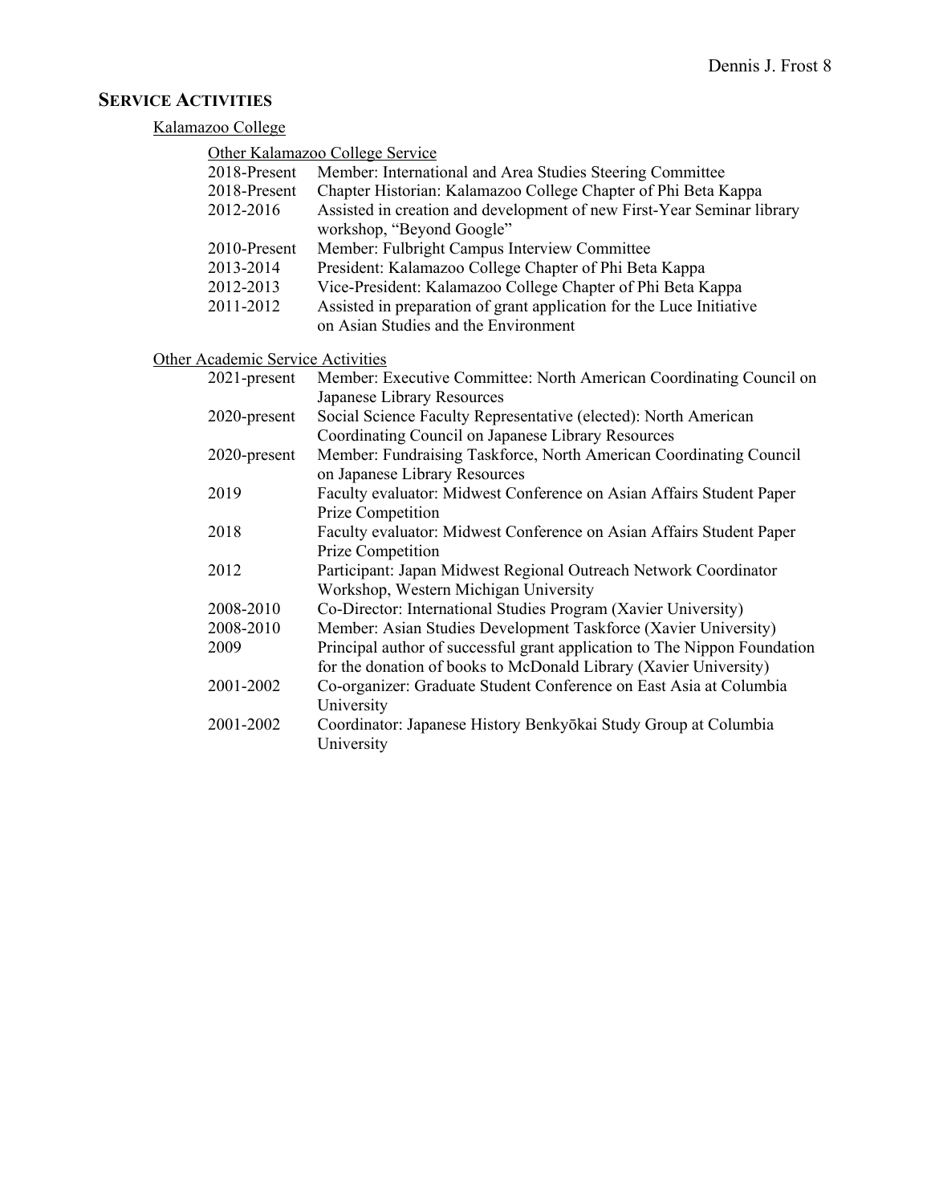## SERVICE ACTIVITIES

### Kalamazoo College

#### Other Kalamazoo College Service

- 2018-Present Member: International and Area Studies Steering Committee
- 2018-Present Chapter Historian: Kalamazoo College Chapter of Phi Beta Kappa
- 2012-2016 Assisted in creation and development of new First-Year Seminar library workshop, "Beyond Google"
- 2010-Present Member: Fulbright Campus Interview Committee
- 2013-2014 President: Kalamazoo College Chapter of Phi Beta Kappa
- 2012-2013 Vice-President: Kalamazoo College Chapter of Phi Beta Kappa
- 2011-2012 Assisted in preparation of grant application for the Luce Initiative on Asian Studies and the Environment

### Other Academic Service Activities

- 2021-present Member: Executive Committee: North American Coordinating Council on Japanese Library Resources
- 2020-present Social Science Faculty Representative (elected): North American Coordinating Council on Japanese Library Resources
- 2020-present Member: Fundraising Taskforce, North American Coordinating Council on Japanese Library Resources
- 2019 Faculty evaluator: Midwest Conference on Asian Affairs Student Paper Prize Competition
- 2018 Faculty evaluator: Midwest Conference on Asian Affairs Student Paper Prize Competition
- 2012 Participant: Japan Midwest Regional Outreach Network Coordinator Workshop, Western Michigan University
- 2008-2010 Co-Director: International Studies Program (Xavier University)
- 2008-2010 Member: Asian Studies Development Taskforce (Xavier University)
- 2009 Principal author of successful grant application to The Nippon Foundation for the donation of books to McDonald Library (Xavier University)
- 2001-2002 Co-organizer: Graduate Student Conference on East Asia at Columbia University
- 2001-2002 Coordinator: Japanese History Benkyōkai Study Group at Columbia University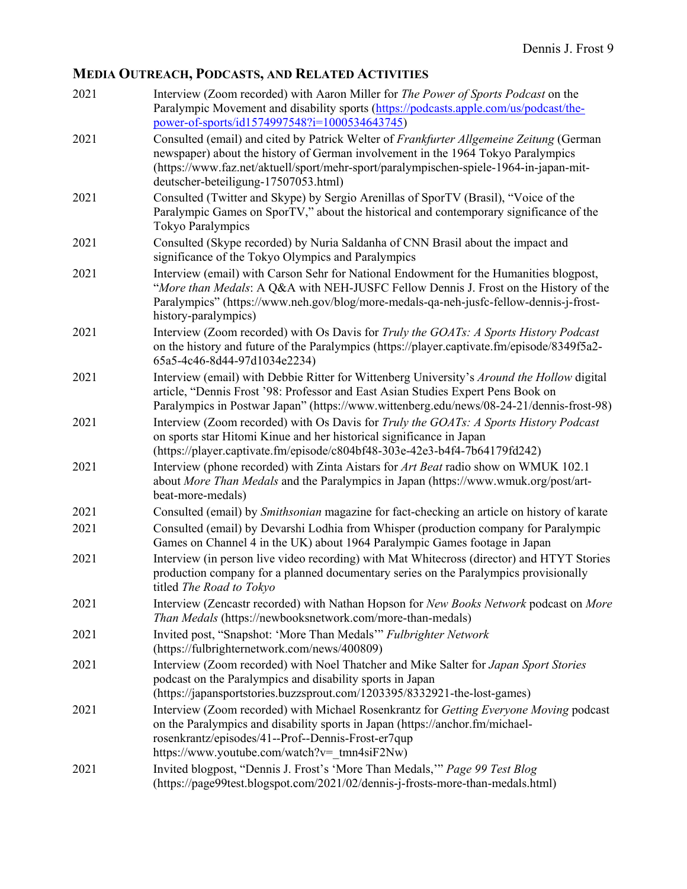## MEDIA OUTREACH, PODCASTS, AND RELATED ACTIVITIES

2021 Interview (Zoom recorded) with Aaron Miller for *The Power of Sports Podcast* on the Paralympic Movement and disability sports (https://podcasts.apple.com/us/podcast/the-power-of-sports/id1574997548?i=1000534643745)

2021 Consulted (email) and cited by Patrick Welter of *Frankfurter Allgemeine Zeitung* (German newspaper) about the history of German involvement in the 1964 Tokyo Paralympics (https://www.faz.net/aktuell/sport/mehr-sport/paralympischen-spiele-1964-in-japan-mit-deutscher-beteiligung-17507053.html)

2021 Consulted (Twitter and Skype) by Sergio Arenillas of SporTV (Brasil), "Voice of the Paralympic Games on SporTV," about the historical and contemporary significance of the Tokyo Paralympics

2021 Consulted (Skype recorded) by Nuria Saldanha of CNN Brasil about the impact and significance of the Tokyo Olympics and Paralympics

2021 Interview (email) with Carson Sehr for National Endowment for the Humanities blogpost, "*More than Medals*: A Q&A with NEH-JUSFC Fellow Dennis J. Frost on the History of the Paralympics" (https://www.neh.gov/blog/more-medals-qa-neh-jusfc-fellow-dennis-j-frost-history-paralympics)

2021 Interview (Zoom recorded) with Os Davis for *Truly the GOATs: A Sports History Podcast* on the history and future of the Paralympics (https://player.captivate.fm/episode/8349f5a2-65a5-4c46-8d44-97d1034e2234)

2021 Interview (email) with Debbie Ritter for Wittenberg University's *Around the Hollow* digital article, "Dennis Frost '98: Professor and East Asian Studies Expert Pens Book on Paralympics in Postwar Japan" (https://www.wittenberg.edu/news/08-24-21/dennis-frost-98)

2021 Interview (Zoom recorded) with Os Davis for *Truly the GOATs: A Sports History Podcast* on sports star Hitomi Kinue and her historical significance in Japan (https://player.captivate.fm/episode/c804bf48-303e-42e3-b4f4-7b64179fd242)

2021 Interview (phone recorded) with Zinta Aistars for *Art Beat* radio show on WMUK 102.1 about *More Than Medals* and the Paralympics in Japan (https://www.wmuk.org/post/art-beat-more-medals)

2021 Consulted (email) by *Smithsonian* magazine for fact-checking an article on history of karate

2021 Consulted (email) by Devarshi Lodhia from Whisper (production company for Paralympic Games on Channel 4 in the UK) about 1964 Paralympic Games footage in Japan

2021 Interview (in person live video recording) with Mat Whitecross (director) and HTYT Stories production company for a planned documentary series on the Paralympics provisionally titled *The Road to Tokyo*

2021 Interview (Zencastr recorded) with Nathan Hopson for *New Books Network* podcast on *More Than Medals* (https://newbooksnetwork.com/more-than-medals)

2021 Invited post, "Snapshot: 'More Than Medals'" *Fulbrighter Network* (https://fulbrighternetwork.com/news/400809)

2021 Interview (Zoom recorded) with Noel Thatcher and Mike Salter for *Japan Sport Stories* podcast on the Paralympics and disability sports in Japan (https://japansportstories.buzzsprout.com/1203395/8332921-the-lost-games)

2021 Interview (Zoom recorded) with Michael Rosenkrantz for *Getting Everyone Moving* podcast on the Paralympics and disability sports in Japan (https://anchor.fm/michael-rosenkrantz/episodes/41--Prof--Dennis-Frost-er7qup https://www.youtube.com/watch?v=_tmn4siF2Nw)

2021 Invited blogpost, "Dennis J. Frost's 'More Than Medals,'" *Page 99 Test Blog* (https://page99test.blogspot.com/2021/02/dennis-j-frosts-more-than-medals.html)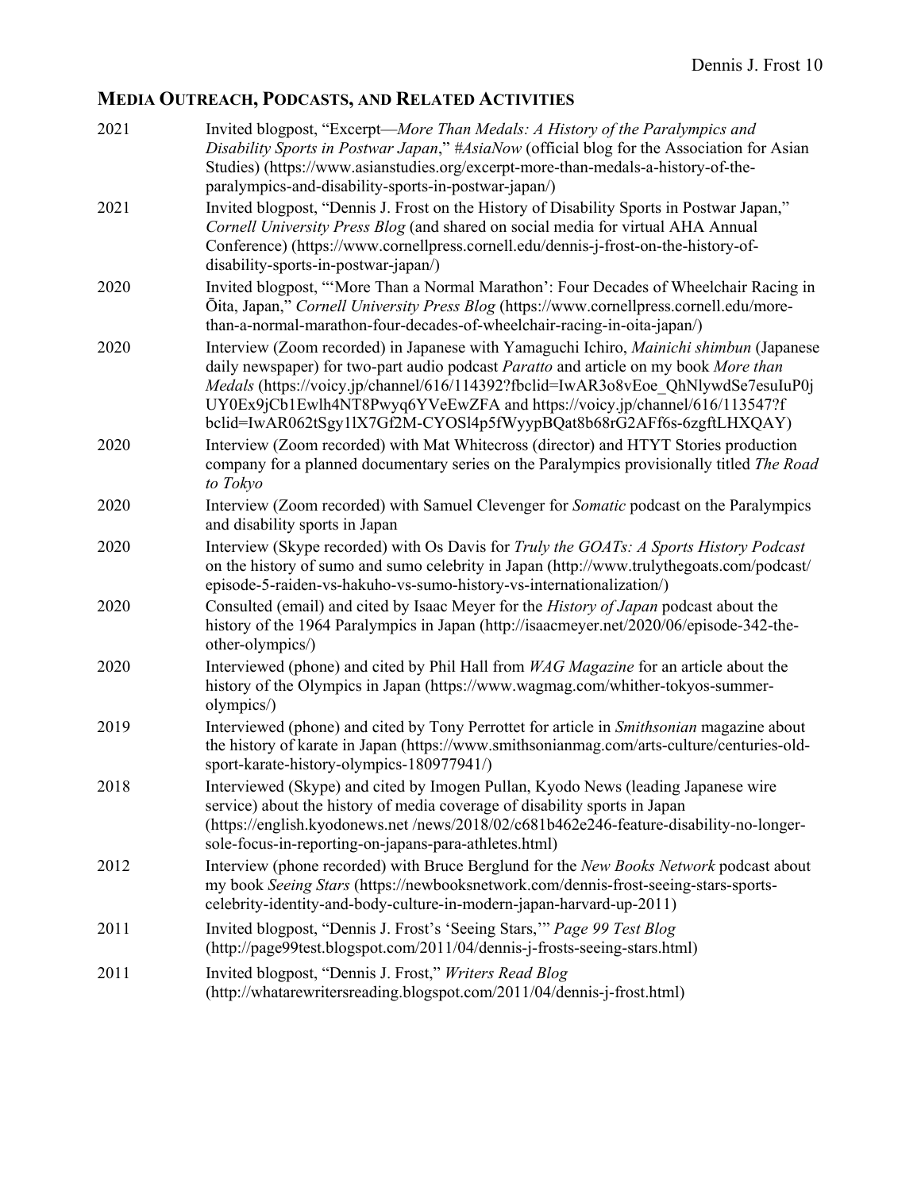## Media Outreach, Podcasts, and Related Activities

| | |
|---|---|
| 2021 | Invited blogpost, "Excerpt—*More Than Medals: A History of the Paralympics and Disability Sports in Postwar Japan*," *#AsiaNow* (official blog for the Association for Asian Studies) (https://www.asianstudies.org/excerpt-more-than-medals-a-history-of-the-paralympics-and-disability-sports-in-postwar-japan/) |
| 2021 | Invited blogpost, "Dennis J. Frost on the History of Disability Sports in Postwar Japan," *Cornell University Press Blog* (and shared on social media for virtual AHA Annual Conference) (https://www.cornellpress.cornell.edu/dennis-j-frost-on-the-history-of-disability-sports-in-postwar-japan/) |
| 2020 | Invited blogpost, "'More Than a Normal Marathon': Four Decades of Wheelchair Racing in Ōita, Japan," *Cornell University Press Blog* (https://www.cornellpress.cornell.edu/more-than-a-normal-marathon-four-decades-of-wheelchair-racing-in-oita-japan/) |
| 2020 | Interview (Zoom recorded) in Japanese with Yamaguchi Ichiro, *Mainichi shimbun* (Japanese daily newspaper) for two-part audio podcast *Paratto* and article on my book *More than Medals* (https://voicy.jp/channel/616/114392?fbclid=IwAR3o8vEoe_QhNlywdSe7esuIuP0jUY0Ex9jCb1Ewlh4NT8Pwyq6YVeEwZFA and https://voicy.jp/channel/616/113547?fbclid=IwAR062tSgy1lX7Gf2M-CYOSl4p5fWyypBQat8b68rG2AFf6s-6zgftLHXQAY) |
| 2020 | Interview (Zoom recorded) with Mat Whitecross (director) and HTYT Stories production company for a planned documentary series on the Paralympics provisionally titled *The Road to Tokyo* |
| 2020 | Interview (Zoom recorded) with Samuel Clevenger for *Somatic* podcast on the Paralympics and disability sports in Japan |
| 2020 | Interview (Skype recorded) with Os Davis for *Truly the GOATs: A Sports History Podcast* on the history of sumo and sumo celebrity in Japan (http://www.trulythegoats.com/podcast/episode-5-raiden-vs-hakuho-vs-sumo-history-vs-internationalization/) |
| 2020 | Consulted (email) and cited by Isaac Meyer for the *History of Japan* podcast about the history of the 1964 Paralympics in Japan (http://isaacmeyer.net/2020/06/episode-342-the-other-olympics/) |
| 2020 | Interviewed (phone) and cited by Phil Hall from *WAG Magazine* for an article about the history of the Olympics in Japan (https://www.wagmag.com/whither-tokyos-summer-olympics/) |
| 2019 | Interviewed (phone) and cited by Tony Perrottet for article in *Smithsonian* magazine about the history of karate in Japan (https://www.smithsonianmag.com/arts-culture/centuries-old-sport-karate-history-olympics-180977941/) |
| 2018 | Interviewed (Skype) and cited by Imogen Pullan, Kyodo News (leading Japanese wire service) about the history of media coverage of disability sports in Japan (https://english.kyodonews.net /news/2018/02/c681b462e246-feature-disability-no-longer-sole-focus-in-reporting-on-japans-para-athletes.html) |
| 2012 | Interview (phone recorded) with Bruce Berglund for the *New Books Network* podcast about my book *Seeing Stars* (https://newbooksnetwork.com/dennis-frost-seeing-stars-sports-celebrity-identity-and-body-culture-in-modern-japan-harvard-up-2011) |
| 2011 | Invited blogpost, "Dennis J. Frost's 'Seeing Stars,'" *Page 99 Test Blog* (http://page99test.blogspot.com/2011/04/dennis-j-frosts-seeing-stars.html) |
| 2011 | Invited blogpost, "Dennis J. Frost," *Writers Read Blog* (http://whatarewritersreading.blogspot.com/2011/04/dennis-j-frost.html) |